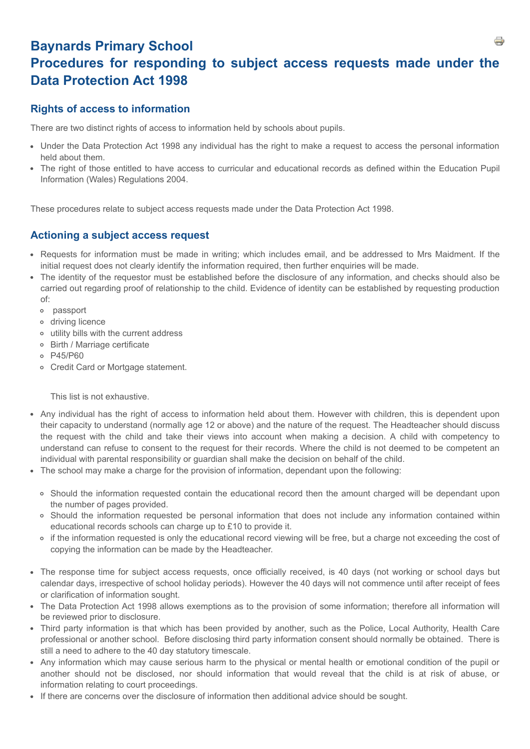# Baynards Primary School

# Procedures for responding to subject access requests made under the Data Protection Act 1998

## Rights of access to information

There are two distinct rights of access to information held by schools about pupils.

- Under the Data Protection Act 1998 any individual has the right to make a request to access the personal information held about them.
- The right of those entitled to have access to curricular and educational records as defined within the Education Pupil Information (Wales) Regulations 2004.

These procedures relate to subject access requests made under the Data Protection Act 1998.

## Actioning a subject access request

- Requests for information must be made in writing; which includes email, and be addressed to Mrs Maidment. If the initial request does not clearly identify the information required, then further enquiries will be made.
- The identity of the requestor must be established before the disclosure of any information, and checks should also be carried out regarding proof of relationship to the child. Evidence of identity can be established by requesting production of:
  - passport
  - driving licence
  - utility bills with the current address
  - Birth / Marriage certificate
  - P45/P60
  - Credit Card or Mortgage statement.

  This list is not exhaustive.

- Any individual has the right of access to information held about them. However with children, this is dependent upon their capacity to understand (normally age 12 or above) and the nature of the request. The Headteacher should discuss the request with the child and take their views into account when making a decision. A child with competency to understand can refuse to consent to the request for their records. Where the child is not deemed to be competent an individual with parental responsibility or guardian shall make the decision on behalf of the child.
- The school may make a charge for the provision of information, dependant upon the following:
  - Should the information requested contain the educational record then the amount charged will be dependant upon the number of pages provided.
  - Should the information requested be personal information that does not include any information contained within educational records schools can charge up to £10 to provide it.
  - if the information requested is only the educational record viewing will be free, but a charge not exceeding the cost of copying the information can be made by the Headteacher.
- The response time for subject access requests, once officially received, is 40 days (not working or school days but calendar days, irrespective of school holiday periods). However the 40 days will not commence until after receipt of fees or clarification of information sought.
- The Data Protection Act 1998 allows exemptions as to the provision of some information; therefore all information will be reviewed prior to disclosure.
- Third party information is that which has been provided by another, such as the Police, Local Authority, Health Care professional or another school. Before disclosing third party information consent should normally be obtained. There is still a need to adhere to the 40 day statutory timescale.
- Any information which may cause serious harm to the physical or mental health or emotional condition of the pupil or another should not be disclosed, nor should information that would reveal that the child is at risk of abuse, or information relating to court proceedings.
- If there are concerns over the disclosure of information then additional advice should be sought.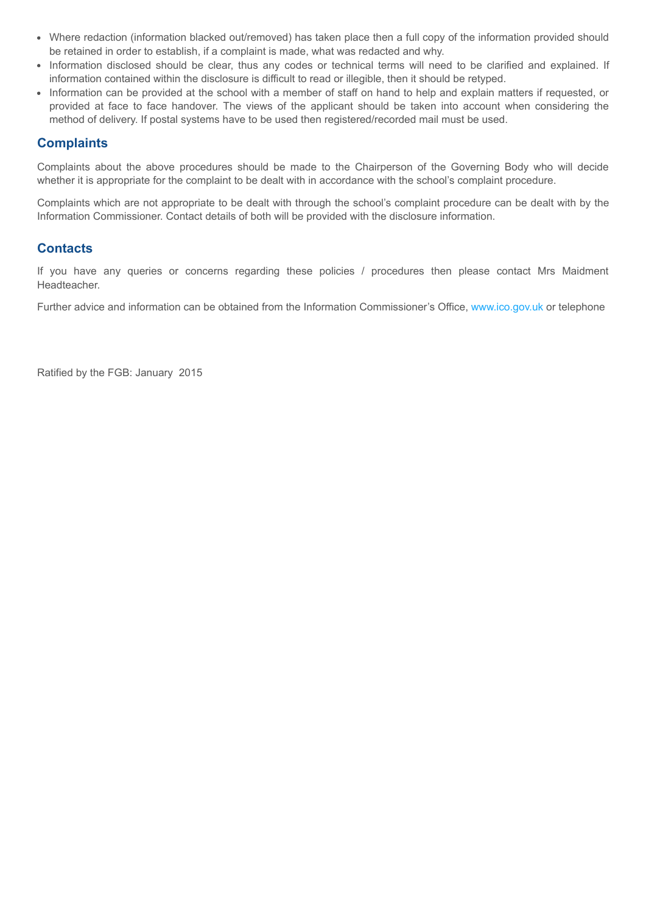- Where redaction (information blacked out/removed) has taken place then a full copy of the information provided should be retained in order to establish, if a complaint is made, what was redacted and why.
- Information disclosed should be clear, thus any codes or technical terms will need to be clarified and explained. If information contained within the disclosure is difficult to read or illegible, then it should be retyped.
- Information can be provided at the school with a member of staff on hand to help and explain matters if requested, or provided at face to face handover. The views of the applicant should be taken into account when considering the method of delivery. If postal systems have to be used then registered/recorded mail must be used.

## Complaints

Complaints about the above procedures should be made to the Chairperson of the Governing Body who will decide whether it is appropriate for the complaint to be dealt with in accordance with the school's complaint procedure.

Complaints which are not appropriate to be dealt with through the school's complaint procedure can be dealt with by the Information Commissioner. Contact details of both will be provided with the disclosure information.

## Contacts

If you have any queries or concerns regarding these policies / procedures then please contact Mrs Maidment Headteacher.

Further advice and information can be obtained from the Information Commissioner's Office, www.ico.gov.uk or telephone

Ratified by the FGB: January 2015